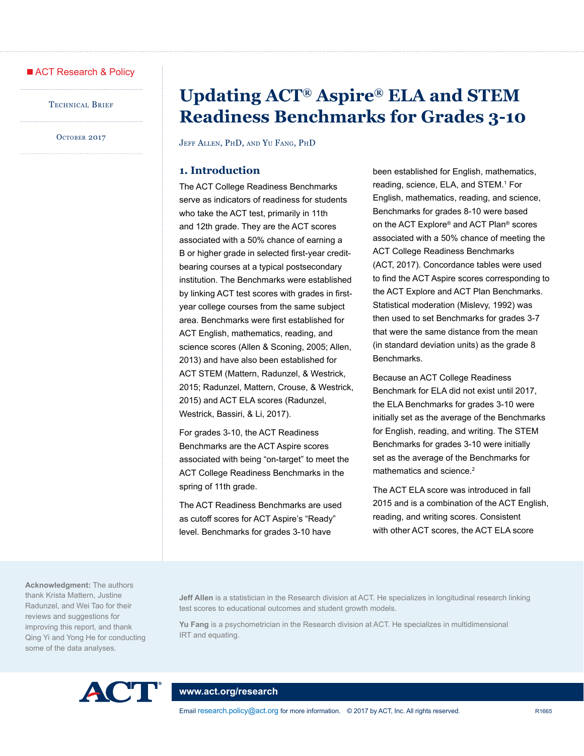ACT Research & Policy

Technical Brief

October 2017

# Updating ACT® Aspire® ELA and STEM Readiness Benchmarks for Grades 3-10

Jeff Allen, PhD, and Yu Fang, PhD

## 1. Introduction

The ACT College Readiness Benchmarks serve as indicators of readiness for students who take the ACT test, primarily in 11th and 12th grade. They are the ACT scores associated with a 50% chance of earning a B or higher grade in selected first-year credit-bearing courses at a typical postsecondary institution. The Benchmarks were established by linking ACT test scores with grades in first-year college courses from the same subject area. Benchmarks were first established for ACT English, mathematics, reading, and science scores (Allen & Sconing, 2005; Allen, 2013) and have also been established for ACT STEM (Mattern, Radunzel, & Westrick, 2015; Radunzel, Mattern, Crouse, & Westrick, 2015) and ACT ELA scores (Radunzel, Westrick, Bassiri, & Li, 2017).

For grades 3-10, the ACT Readiness Benchmarks are the ACT Aspire scores associated with being "on-target" to meet the ACT College Readiness Benchmarks in the spring of 11th grade.

The ACT Readiness Benchmarks are used as cutoff scores for ACT Aspire's "Ready" level. Benchmarks for grades 3-10 have been established for English, mathematics, reading, science, ELA, and STEM.[1] For English, mathematics, reading, and science, Benchmarks for grades 8-10 were based on the ACT Explore® and ACT Plan® scores associated with a 50% chance of meeting the ACT College Readiness Benchmarks (ACT, 2017). Concordance tables were used to find the ACT Aspire scores corresponding to the ACT Explore and ACT Plan Benchmarks. Statistical moderation (Mislevy, 1992) was then used to set Benchmarks for grades 3-7 that were the same distance from the mean (in standard deviation units) as the grade 8 Benchmarks.

Because an ACT College Readiness Benchmark for ELA did not exist until 2017, the ELA Benchmarks for grades 3-10 were initially set as the average of the Benchmarks for English, reading, and writing. The STEM Benchmarks for grades 3-10 were initially set as the average of the Benchmarks for mathematics and science.[2]

The ACT ELA score was introduced in fall 2015 and is a combination of the ACT English, reading, and writing scores. Consistent with other ACT scores, the ACT ELA score

**Acknowledgment:** The authors thank Krista Mattern, Justine Radunzel, and Wei Tao for their reviews and suggestions for improving this report, and thank Qing Yi and Yong He for conducting some of the data analyses.

**Jeff Allen** is a statistician in the Research division at ACT. He specializes in longitudinal research linking test scores to educational outcomes and student growth models.

**Yu Fang** is a psychometrician in the Research division at ACT. He specializes in multidimensional IRT and equating.

www.act.org/research

Email research.policy@act.org for more information. © 2017 by ACT, Inc. All rights reserved. R1665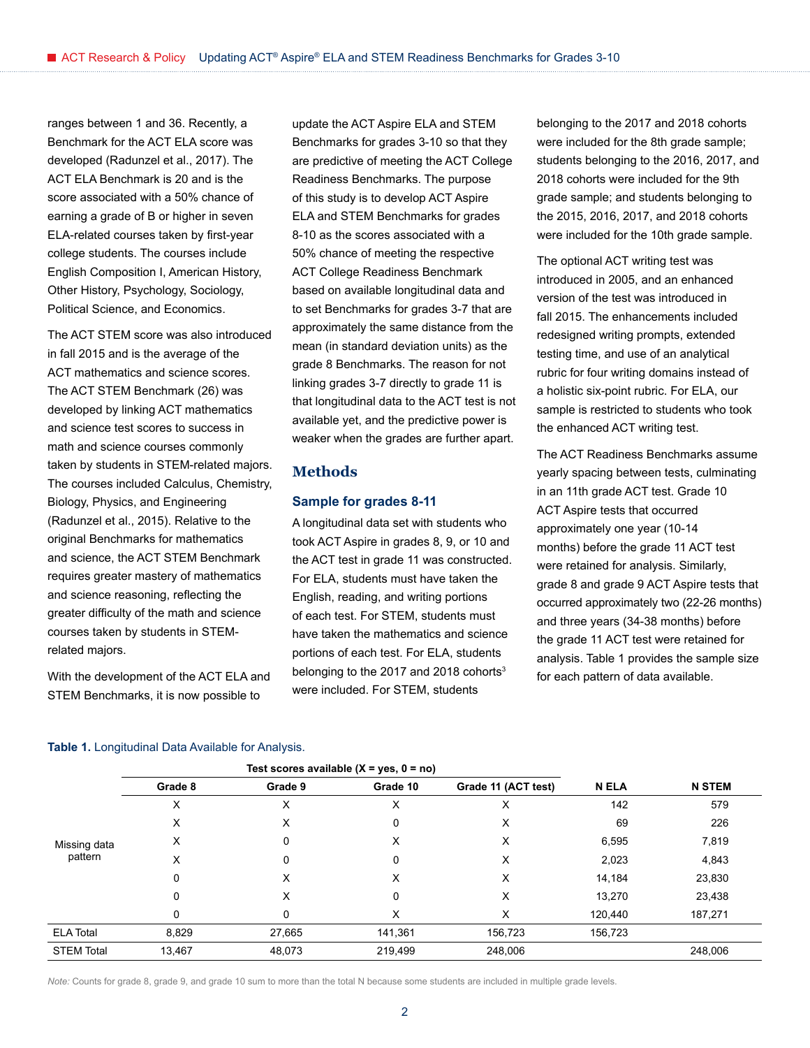ranges between 1 and 36. Recently, a Benchmark for the ACT ELA score was developed (Radunzel et al., 2017). The ACT ELA Benchmark is 20 and is the score associated with a 50% chance of earning a grade of B or higher in seven ELA-related courses taken by first-year college students. The courses include English Composition I, American History, Other History, Psychology, Sociology, Political Science, and Economics.

The ACT STEM score was also introduced in fall 2015 and is the average of the ACT mathematics and science scores. The ACT STEM Benchmark (26) was developed by linking ACT mathematics and science test scores to success in math and science courses commonly taken by students in STEM-related majors. The courses included Calculus, Chemistry, Biology, Physics, and Engineering (Radunzel et al., 2015). Relative to the original Benchmarks for mathematics and science, the ACT STEM Benchmark requires greater mastery of mathematics and science reasoning, reflecting the greater difficulty of the math and science courses taken by students in STEM-related majors.

With the development of the ACT ELA and STEM Benchmarks, it is now possible to update the ACT Aspire ELA and STEM Benchmarks for grades 3-10 so that they are predictive of meeting the ACT College Readiness Benchmarks. The purpose of this study is to develop ACT Aspire ELA and STEM Benchmarks for grades 8-10 as the scores associated with a 50% chance of meeting the respective ACT College Readiness Benchmark based on available longitudinal data and to set Benchmarks for grades 3-7 that are approximately the same distance from the mean (in standard deviation units) as the grade 8 Benchmarks. The reason for not linking grades 3-7 directly to grade 11 is that longitudinal data to the ACT test is not available yet, and the predictive power is weaker when the grades are further apart.

## Methods

### Sample for grades 8-11

A longitudinal data set with students who took ACT Aspire in grades 8, 9, or 10 and the ACT test in grade 11 was constructed. For ELA, students must have taken the English, reading, and writing portions of each test. For STEM, students must have taken the mathematics and science portions of each test. For ELA, students belonging to the 2017 and 2018 cohorts[3] were included. For STEM, students belonging to the 2017 and 2018 cohorts were included for the 8th grade sample; students belonging to the 2016, 2017, and 2018 cohorts were included for the 9th grade sample; and students belonging to the 2015, 2016, 2017, and 2018 cohorts were included for the 10th grade sample.

The optional ACT writing test was introduced in 2005, and an enhanced version of the test was introduced in fall 2015. The enhancements included redesigned writing prompts, extended testing time, and use of an analytical rubric for four writing domains instead of a holistic six-point rubric. For ELA, our sample is restricted to students who took the enhanced ACT writing test.

The ACT Readiness Benchmarks assume yearly spacing between tests, culminating in an 11th grade ACT test. Grade 10 ACT Aspire tests that occurred approximately one year (10-14 months) before the grade 11 ACT test were retained for analysis. Similarly, grade 8 and grade 9 ACT Aspire tests that occurred approximately two (22-26 months) and three years (34-38 months) before the grade 11 ACT test were retained for analysis. Table 1 provides the sample size for each pattern of data available.

**Table 1.** Longitudinal Data Available for Analysis.

| | Test scores available (X = yes, 0 = no) | | | | | |
|---|---|---|---|---|---|---|
| | Grade 8 | Grade 9 | Grade 10 | Grade 11 (ACT test) | N ELA | N STEM |
| Missing data pattern | X | X | X | X | 142 | 579 |
| | X | X | 0 | X | 69 | 226 |
| | X | 0 | X | X | 6,595 | 7,819 |
| | X | 0 | 0 | X | 2,023 | 4,843 |
| | 0 | X | X | X | 14,184 | 23,830 |
| | 0 | X | 0 | X | 13,270 | 23,438 |
| | 0 | 0 | X | X | 120,440 | 187,271 |
| ELA Total | 8,829 | 27,665 | 141,361 | 156,723 | 156,723 | |
| STEM Total | 13,467 | 48,073 | 219,499 | 248,006 | | 248,006 |

*Note:* Counts for grade 8, grade 9, and grade 10 sum to more than the total N because some students are included in multiple grade levels.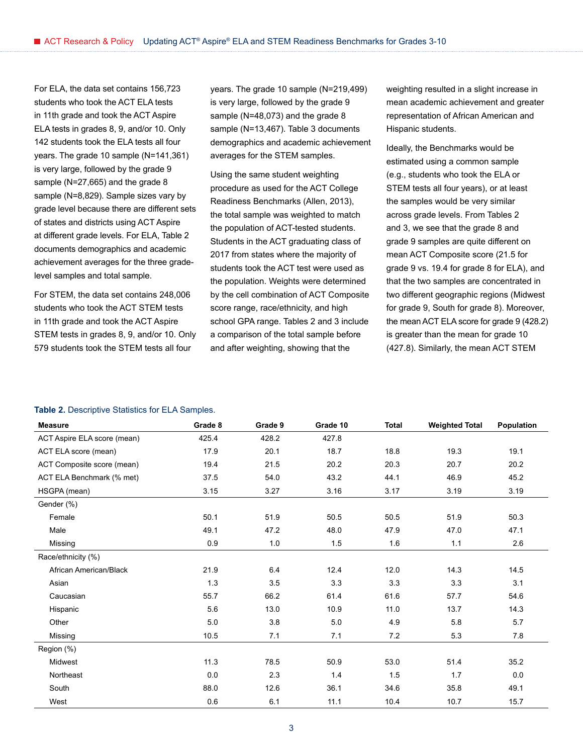For ELA, the data set contains 156,723 students who took the ACT ELA tests in 11th grade and took the ACT Aspire ELA tests in grades 8, 9, and/or 10. Only 142 students took the ELA tests all four years. The grade 10 sample (N=141,361) is very large, followed by the grade 9 sample (N=27,665) and the grade 8 sample (N=8,829). Sample sizes vary by grade level because there are different sets of states and districts using ACT Aspire at different grade levels. For ELA, Table 2 documents demographics and academic achievement averages for the three grade-level samples and total sample.

For STEM, the data set contains 248,006 students who took the ACT STEM tests in 11th grade and took the ACT Aspire STEM tests in grades 8, 9, and/or 10. Only 579 students took the STEM tests all four years. The grade 10 sample (N=219,499) is very large, followed by the grade 9 sample (N=48,073) and the grade 8 sample (N=13,467). Table 3 documents demographics and academic achievement averages for the STEM samples.

Using the same student weighting procedure as used for the ACT College Readiness Benchmarks (Allen, 2013), the total sample was weighted to match the population of ACT-tested students. Students in the ACT graduating class of 2017 from states where the majority of students took the ACT test were used as the population. Weights were determined by the cell combination of ACT Composite score range, race/ethnicity, and high school GPA range. Tables 2 and 3 include a comparison of the total sample before and after weighting, showing that the weighting resulted in a slight increase in mean academic achievement and greater representation of African American and Hispanic students.

Ideally, the Benchmarks would be estimated using a common sample (e.g., students who took the ELA or STEM tests all four years), or at least the samples would be very similar across grade levels. From Tables 2 and 3, we see that the grade 8 and grade 9 samples are quite different on mean ACT Composite score (21.5 for grade 9 vs. 19.4 for grade 8 for ELA), and that the two samples are concentrated in two different geographic regions (Midwest for grade 9, South for grade 8). Moreover, the mean ACT ELA score for grade 9 (428.2) is greater than the mean for grade 10 (427.8). Similarly, the mean ACT STEM

**Table 2.** Descriptive Statistics for ELA Samples.

| Measure | Grade 8 | Grade 9 | Grade 10 | Total | Weighted Total | Population |
|---|---|---|---|---|---|---|
| ACT Aspire ELA score (mean) | 425.4 | 428.2 | 427.8 | | | |
| ACT ELA score (mean) | 17.9 | 20.1 | 18.7 | 18.8 | 19.3 | 19.1 |
| ACT Composite score (mean) | 19.4 | 21.5 | 20.2 | 20.3 | 20.7 | 20.2 |
| ACT ELA Benchmark (% met) | 37.5 | 54.0 | 43.2 | 44.1 | 46.9 | 45.2 |
| HSGPA (mean) | 3.15 | 3.27 | 3.16 | 3.17 | 3.19 | 3.19 |
| Gender (%) | | | | | | |
| Female | 50.1 | 51.9 | 50.5 | 50.5 | 51.9 | 50.3 |
| Male | 49.1 | 47.2 | 48.0 | 47.9 | 47.0 | 47.1 |
| Missing | 0.9 | 1.0 | 1.5 | 1.6 | 1.1 | 2.6 |
| Race/ethnicity (%) | | | | | | |
| African American/Black | 21.9 | 6.4 | 12.4 | 12.0 | 14.3 | 14.5 |
| Asian | 1.3 | 3.5 | 3.3 | 3.3 | 3.3 | 3.1 |
| Caucasian | 55.7 | 66.2 | 61.4 | 61.6 | 57.7 | 54.6 |
| Hispanic | 5.6 | 13.0 | 10.9 | 11.0 | 13.7 | 14.3 |
| Other | 5.0 | 3.8 | 5.0 | 4.9 | 5.8 | 5.7 |
| Missing | 10.5 | 7.1 | 7.1 | 7.2 | 5.3 | 7.8 |
| Region (%) | | | | | | |
| Midwest | 11.3 | 78.5 | 50.9 | 53.0 | 51.4 | 35.2 |
| Northeast | 0.0 | 2.3 | 1.4 | 1.5 | 1.7 | 0.0 |
| South | 88.0 | 12.6 | 36.1 | 34.6 | 35.8 | 49.1 |
| West | 0.6 | 6.1 | 11.1 | 10.4 | 10.7 | 15.7 |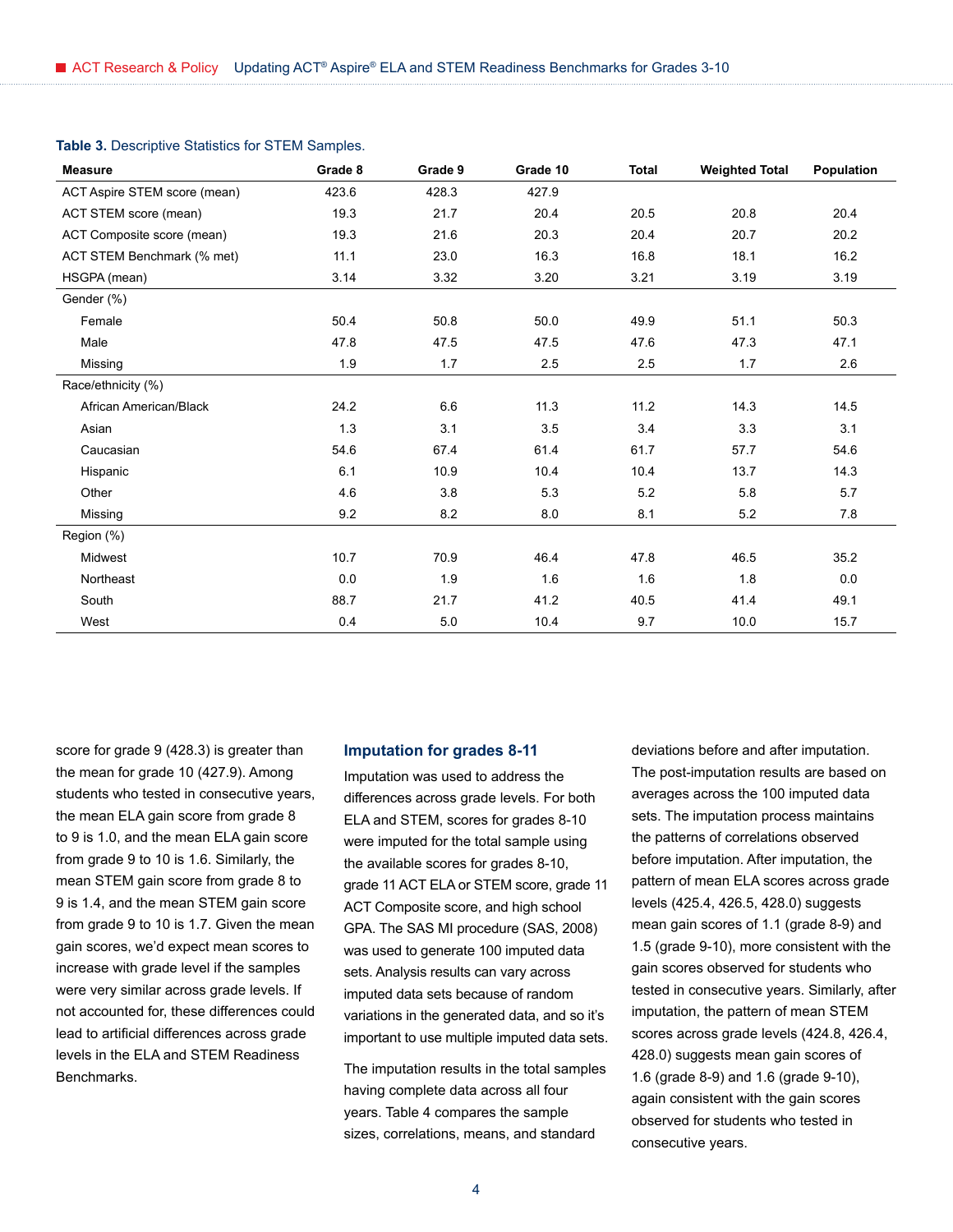**Table 3.** Descriptive Statistics for STEM Samples.

| Measure | Grade 8 | Grade 9 | Grade 10 | Total | Weighted Total | Population |
|---|---|---|---|---|---|---|
| ACT Aspire STEM score (mean) | 423.6 | 428.3 | 427.9 | | | |
| ACT STEM score (mean) | 19.3 | 21.7 | 20.4 | 20.5 | 20.8 | 20.4 |
| ACT Composite score (mean) | 19.3 | 21.6 | 20.3 | 20.4 | 20.7 | 20.2 |
| ACT STEM Benchmark (% met) | 11.1 | 23.0 | 16.3 | 16.8 | 18.1 | 16.2 |
| HSGPA (mean) | 3.14 | 3.32 | 3.20 | 3.21 | 3.19 | 3.19 |
| Gender (%) | | | | | | |
| Female | 50.4 | 50.8 | 50.0 | 49.9 | 51.1 | 50.3 |
| Male | 47.8 | 47.5 | 47.5 | 47.6 | 47.3 | 47.1 |
| Missing | 1.9 | 1.7 | 2.5 | 2.5 | 1.7 | 2.6 |
| Race/ethnicity (%) | | | | | | |
| African American/Black | 24.2 | 6.6 | 11.3 | 11.2 | 14.3 | 14.5 |
| Asian | 1.3 | 3.1 | 3.5 | 3.4 | 3.3 | 3.1 |
| Caucasian | 54.6 | 67.4 | 61.4 | 61.7 | 57.7 | 54.6 |
| Hispanic | 6.1 | 10.9 | 10.4 | 10.4 | 13.7 | 14.3 |
| Other | 4.6 | 3.8 | 5.3 | 5.2 | 5.8 | 5.7 |
| Missing | 9.2 | 8.2 | 8.0 | 8.1 | 5.2 | 7.8 |
| Region (%) | | | | | | |
| Midwest | 10.7 | 70.9 | 46.4 | 47.8 | 46.5 | 35.2 |
| Northeast | 0.0 | 1.9 | 1.6 | 1.6 | 1.8 | 0.0 |
| South | 88.7 | 21.7 | 41.2 | 40.5 | 41.4 | 49.1 |
| West | 0.4 | 5.0 | 10.4 | 9.7 | 10.0 | 15.7 |

score for grade 9 (428.3) is greater than the mean for grade 10 (427.9). Among students who tested in consecutive years, the mean ELA gain score from grade 8 to 9 is 1.0, and the mean ELA gain score from grade 9 to 10 is 1.6. Similarly, the mean STEM gain score from grade 8 to 9 is 1.4, and the mean STEM gain score from grade 9 to 10 is 1.7. Given the mean gain scores, we'd expect mean scores to increase with grade level if the samples were very similar across grade levels. If not accounted for, these differences could lead to artificial differences across grade levels in the ELA and STEM Readiness Benchmarks.

### Imputation for grades 8-11

Imputation was used to address the differences across grade levels. For both ELA and STEM, scores for grades 8-10 were imputed for the total sample using the available scores for grades 8-10, grade 11 ACT ELA or STEM score, grade 11 ACT Composite score, and high school GPA. The SAS MI procedure (SAS, 2008) was used to generate 100 imputed data sets. Analysis results can vary across imputed data sets because of random variations in the generated data, and so it's important to use multiple imputed data sets.

The imputation results in the total samples having complete data across all four years. Table 4 compares the sample sizes, correlations, means, and standard deviations before and after imputation. The post-imputation results are based on averages across the 100 imputed data sets. The imputation process maintains the patterns of correlations observed before imputation. After imputation, the pattern of mean ELA scores across grade levels (425.4, 426.5, 428.0) suggests mean gain scores of 1.1 (grade 8-9) and 1.5 (grade 9-10), more consistent with the gain scores observed for students who tested in consecutive years. Similarly, after imputation, the pattern of mean STEM scores across grade levels (424.8, 426.4, 428.0) suggests mean gain scores of 1.6 (grade 8-9) and 1.6 (grade 9-10), again consistent with the gain scores observed for students who tested in consecutive years.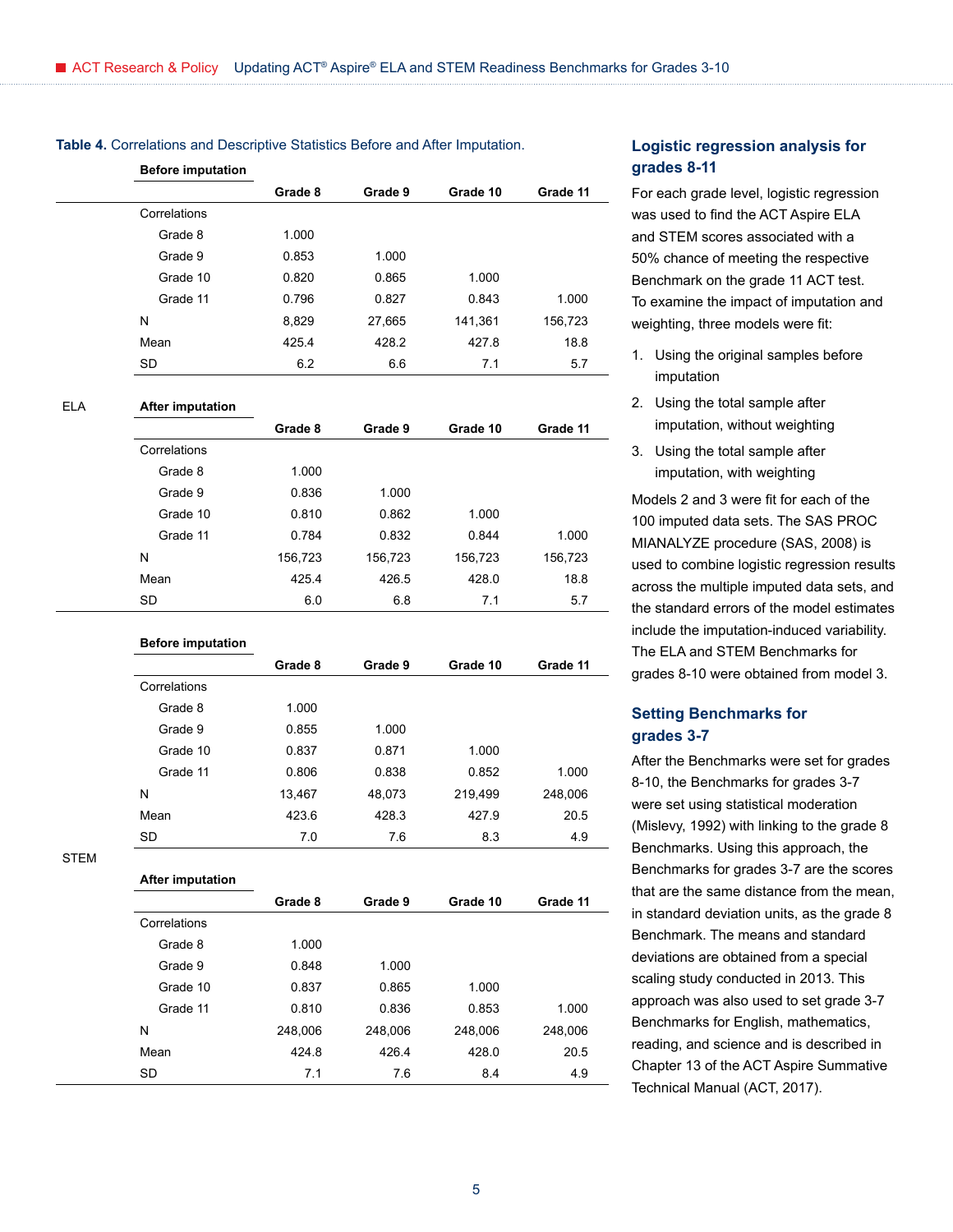**Table 4.** Correlations and Descriptive Statistics Before and After Imputation.

| | | Grade 8 | Grade 9 | Grade 10 | Grade 11 |
|---|---|---|---|---|---|
| ELA | **Before imputation** | | | | |
| | Correlations | | | | |
| | Grade 8 | 1.000 | | | |
| | Grade 9 | 0.853 | 1.000 | | |
| | Grade 10 | 0.820 | 0.865 | 1.000 | |
| | Grade 11 | 0.796 | 0.827 | 0.843 | 1.000 |
| | N | 8,829 | 27,665 | 141,361 | 156,723 |
| | Mean | 425.4 | 428.2 | 427.8 | 18.8 |
| | SD | 6.2 | 6.6 | 7.1 | 5.7 |
| | **After imputation** | | | | |
| | Correlations | | | | |
| | Grade 8 | 1.000 | | | |
| | Grade 9 | 0.836 | 1.000 | | |
| | Grade 10 | 0.810 | 0.862 | 1.000 | |
| | Grade 11 | 0.784 | 0.832 | 0.844 | 1.000 |
| | N | 156,723 | 156,723 | 156,723 | 156,723 |
| | Mean | 425.4 | 426.5 | 428.0 | 18.8 |
| | SD | 6.0 | 6.8 | 7.1 | 5.7 |
| STEM | **Before imputation** | | | | |
| | Correlations | | | | |
| | Grade 8 | 1.000 | | | |
| | Grade 9 | 0.855 | 1.000 | | |
| | Grade 10 | 0.837 | 0.871 | 1.000 | |
| | Grade 11 | 0.806 | 0.838 | 0.852 | 1.000 |
| | N | 13,467 | 48,073 | 219,499 | 248,006 |
| | Mean | 423.6 | 428.3 | 427.9 | 20.5 |
| | SD | 7.0 | 7.6 | 8.3 | 4.9 |
| | **After imputation** | | | | |
| | Correlations | | | | |
| | Grade 8 | 1.000 | | | |
| | Grade 9 | 0.848 | 1.000 | | |
| | Grade 10 | 0.837 | 0.865 | 1.000 | |
| | Grade 11 | 0.810 | 0.836 | 0.853 | 1.000 |
| | N | 248,006 | 248,006 | 248,006 | 248,006 |
| | Mean | 424.8 | 426.4 | 428.0 | 20.5 |
| | SD | 7.1 | 7.6 | 8.4 | 4.9 |

## Logistic regression analysis for grades 8-11

For each grade level, logistic regression was used to find the ACT Aspire ELA and STEM scores associated with a 50% chance of meeting the respective Benchmark on the grade 11 ACT test. To examine the impact of imputation and weighting, three models were fit:

1. Using the original samples before imputation
2. Using the total sample after imputation, without weighting
3. Using the total sample after imputation, with weighting

Models 2 and 3 were fit for each of the 100 imputed data sets. The SAS PROC MIANALYZE procedure (SAS, 2008) is used to combine logistic regression results across the multiple imputed data sets, and the standard errors of the model estimates include the imputation-induced variability. The ELA and STEM Benchmarks for grades 8-10 were obtained from model 3.

## Setting Benchmarks for grades 3-7

After the Benchmarks were set for grades 8-10, the Benchmarks for grades 3-7 were set using statistical moderation (Mislevy, 1992) with linking to the grade 8 Benchmarks. Using this approach, the Benchmarks for grades 3-7 are the scores that are the same distance from the mean, in standard deviation units, as the grade 8 Benchmark. The means and standard deviations are obtained from a special scaling study conducted in 2013. This approach was also used to set grade 3-7 Benchmarks for English, mathematics, reading, and science and is described in Chapter 13 of the ACT Aspire Summative Technical Manual (ACT, 2017).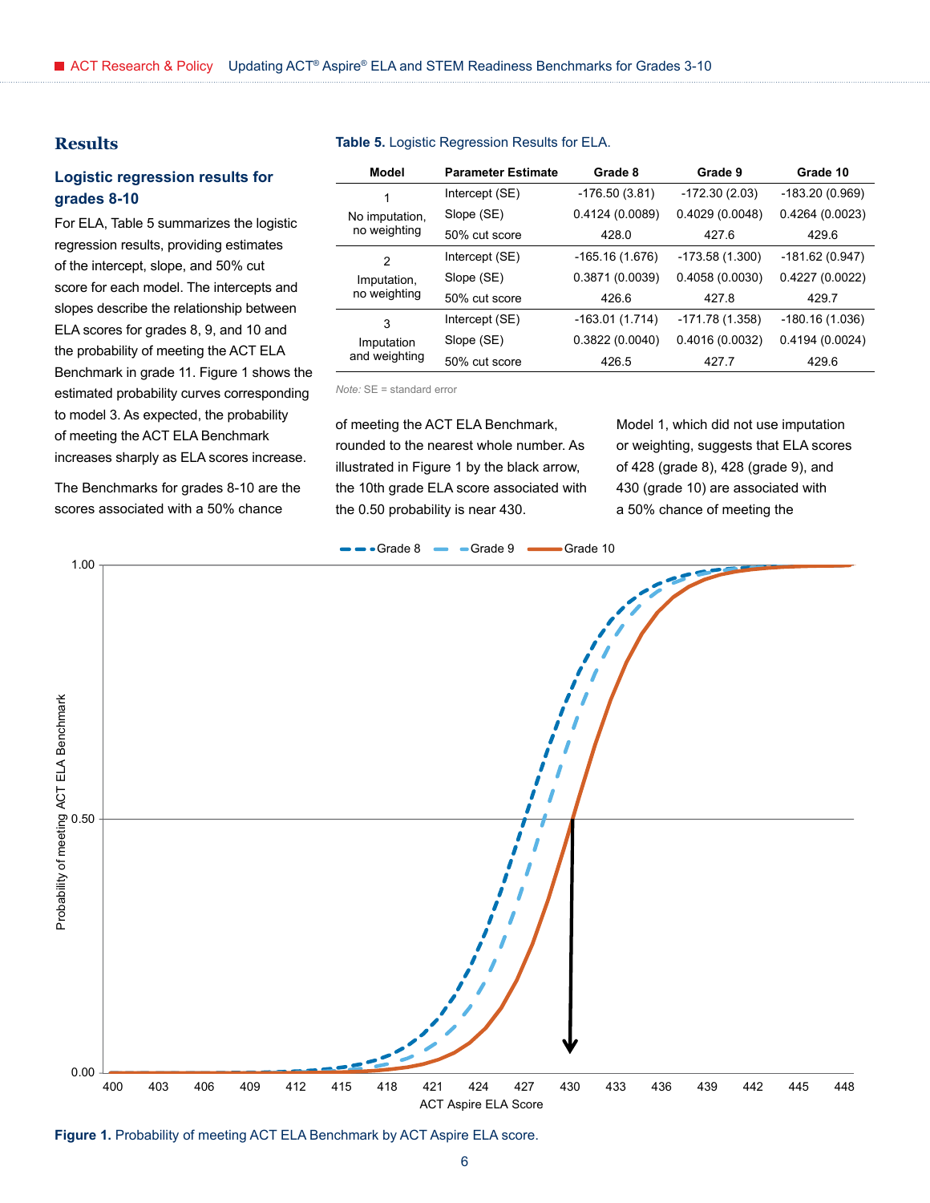## Results

### Logistic regression results for grades 8-10

For ELA, Table 5 summarizes the logistic regression results, providing estimates of the intercept, slope, and 50% cut score for each model. The intercepts and slopes describe the relationship between ELA scores for grades 8, 9, and 10 and the probability of meeting the ACT ELA Benchmark in grade 11. Figure 1 shows the estimated probability curves corresponding to model 3. As expected, the probability of meeting the ACT ELA Benchmark increases sharply as ELA scores increase.

The Benchmarks for grades 8-10 are the scores associated with a 50% chance of meeting the ACT ELA Benchmark, rounded to the nearest whole number. As illustrated in Figure 1 by the black arrow, the 10th grade ELA score associated with the 0.50 probability is near 430.

Model 1, which did not use imputation or weighting, suggests that ELA scores of 428 (grade 8), 428 (grade 9), and 430 (grade 10) are associated with a 50% chance of meeting the

**Table 5.** Logistic Regression Results for ELA.

| Model | Parameter Estimate | Grade 8 | Grade 9 | Grade 10 |
|---|---|---|---|---|
| 1 No imputation, no weighting | Intercept (SE) | -176.50 (3.81) | -172.30 (2.03) | -183.20 (0.969) |
| | Slope (SE) | 0.4124 (0.0089) | 0.4029 (0.0048) | 0.4264 (0.0023) |
| | 50% cut score | 428.0 | 427.6 | 429.6 |
| 2 Imputation, no weighting | Intercept (SE) | -165.16 (1.676) | -173.58 (1.300) | -181.62 (0.947) |
| | Slope (SE) | 0.3871 (0.0039) | 0.4058 (0.0030) | 0.4227 (0.0022) |
| | 50% cut score | 426.6 | 427.8 | 429.7 |
| 3 Imputation and weighting | Intercept (SE) | -163.01 (1.714) | -171.78 (1.358) | -180.16 (1.036) |
| | Slope (SE) | 0.3822 (0.0040) | 0.4016 (0.0032) | 0.4194 (0.0024) |
| | 50% cut score | 426.5 | 427.7 | 429.6 |

*Note:* SE = standard error

**Figure 1.** Probability of meeting ACT ELA Benchmark by ACT Aspire ELA score.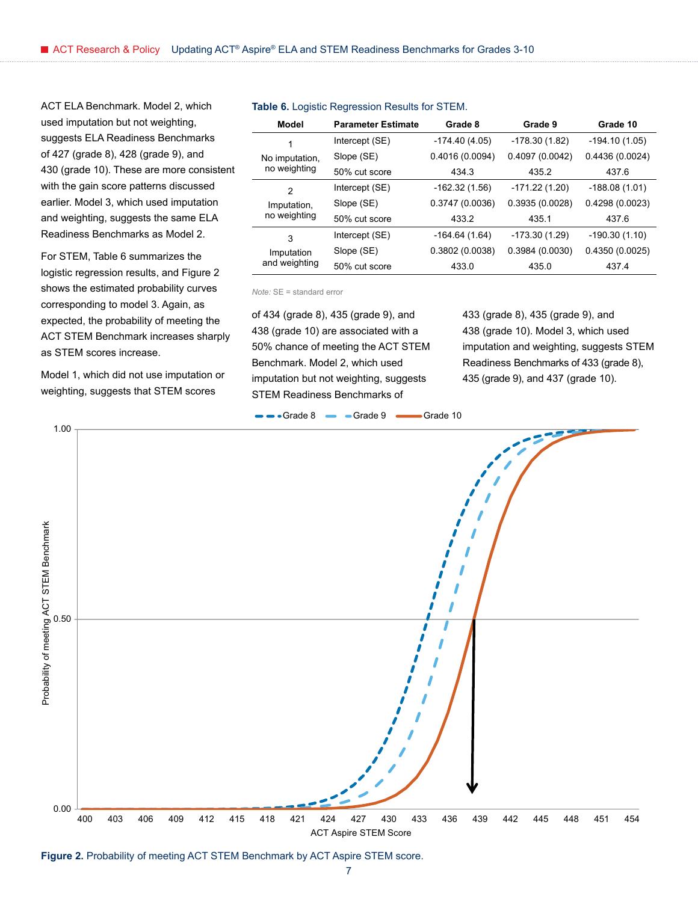ACT ELA Benchmark. Model 2, which used imputation but not weighting, suggests ELA Readiness Benchmarks of 427 (grade 8), 428 (grade 9), and 430 (grade 10). These are more consistent with the gain score patterns discussed earlier. Model 3, which used imputation and weighting, suggests the same ELA Readiness Benchmarks as Model 2.

For STEM, Table 6 summarizes the logistic regression results, and Figure 2 shows the estimated probability curves corresponding to model 3. Again, as expected, the probability of meeting the ACT STEM Benchmark increases sharply as STEM scores increase.

Model 1, which did not use imputation or weighting, suggests that STEM scores of 434 (grade 8), 435 (grade 9), and 438 (grade 10) are associated with a 50% chance of meeting the ACT STEM Benchmark. Model 2, which used imputation but not weighting, suggests STEM Readiness Benchmarks of 433 (grade 8), 435 (grade 9), and 438 (grade 10). Model 3, which used imputation and weighting, suggests STEM Readiness Benchmarks of 433 (grade 8), 435 (grade 9), and 437 (grade 10).

**Table 6.** Logistic Regression Results for STEM.

| Model | Parameter Estimate | Grade 8 | Grade 9 | Grade 10 |
|---|---|---|---|---|
| 1 No imputation, no weighting | Intercept (SE) | -174.40 (4.05) | -178.30 (1.82) | -194.10 (1.05) |
| | Slope (SE) | 0.4016 (0.0094) | 0.4097 (0.0042) | 0.4436 (0.0024) |
| | 50% cut score | 434.3 | 435.2 | 437.6 |
| 2 Imputation, no weighting | Intercept (SE) | -162.32 (1.56) | -171.22 (1.20) | -188.08 (1.01) |
| | Slope (SE) | 0.3747 (0.0036) | 0.3935 (0.0028) | 0.4298 (0.0023) |
| | 50% cut score | 433.2 | 435.1 | 437.6 |
| 3 Imputation and weighting | Intercept (SE) | -164.64 (1.64) | -173.30 (1.29) | -190.30 (1.10) |
| | Slope (SE) | 0.3802 (0.0038) | 0.3984 (0.0030) | 0.4350 (0.0025) |
| | 50% cut score | 433.0 | 435.0 | 437.4 |

*Note:* SE = standard error

**Figure 2.** Probability of meeting ACT STEM Benchmark by ACT Aspire STEM score.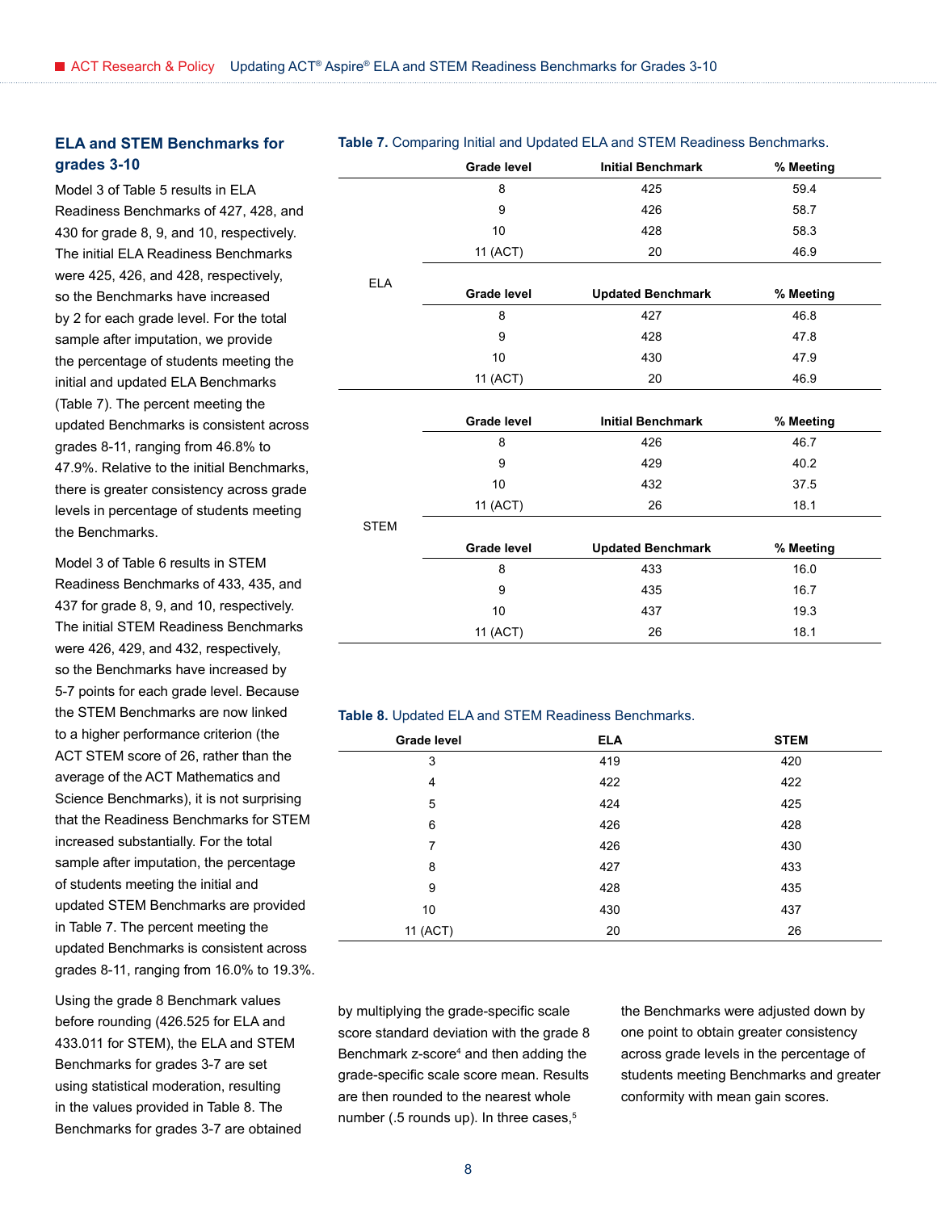## ELA and STEM Benchmarks for grades 3-10

Model 3 of Table 5 results in ELA Readiness Benchmarks of 427, 428, and 430 for grade 8, 9, and 10, respectively. The initial ELA Readiness Benchmarks were 425, 426, and 428, respectively, so the Benchmarks have increased by 2 for each grade level. For the total sample after imputation, we provide the percentage of students meeting the initial and updated ELA Benchmarks (Table 7). The percent meeting the updated Benchmarks is consistent across grades 8-11, ranging from 46.8% to 47.9%. Relative to the initial Benchmarks, there is greater consistency across grade levels in percentage of students meeting the Benchmarks.

Model 3 of Table 6 results in STEM Readiness Benchmarks of 433, 435, and 437 for grade 8, 9, and 10, respectively. The initial STEM Readiness Benchmarks were 426, 429, and 432, respectively, so the Benchmarks have increased by 5-7 points for each grade level. Because the STEM Benchmarks are now linked to a higher performance criterion (the ACT STEM score of 26, rather than the average of the ACT Mathematics and Science Benchmarks), it is not surprising that the Readiness Benchmarks for STEM increased substantially. For the total sample after imputation, the percentage of students meeting the initial and updated STEM Benchmarks are provided in Table 7. The percent meeting the updated Benchmarks is consistent across grades 8-11, ranging from 16.0% to 19.3%.

Using the grade 8 Benchmark values before rounding (426.525 for ELA and 433.011 for STEM), the ELA and STEM Benchmarks for grades 3-7 are set using statistical moderation, resulting in the values provided in Table 8. The Benchmarks for grades 3-7 are obtained by multiplying the grade-specific scale score standard deviation with the grade 8 Benchmark z-score[4] and then adding the grade-specific scale score mean. Results are then rounded to the nearest whole number (.5 rounds up). In three cases,[5] the Benchmarks were adjusted down by one point to obtain greater consistency across grade levels in the percentage of students meeting Benchmarks and greater conformity with mean gain scores.

**Table 7.** Comparing Initial and Updated ELA and STEM Readiness Benchmarks.

| | Grade level | Initial Benchmark | % Meeting |
|---|---|---|---|
| ELA | 8 | 425 | 59.4 |
| | 9 | 426 | 58.7 |
| | 10 | 428 | 58.3 |
| | 11 (ACT) | 20 | 46.9 |
| | **Grade level** | **Updated Benchmark** | **% Meeting** |
| | 8 | 427 | 46.8 |
| | 9 | 428 | 47.8 |
| | 10 | 430 | 47.9 |
| | 11 (ACT) | 20 | 46.9 |
| | **Grade level** | **Initial Benchmark** | **% Meeting** |
| STEM | 8 | 426 | 46.7 |
| | 9 | 429 | 40.2 |
| | 10 | 432 | 37.5 |
| | 11 (ACT) | 26 | 18.1 |
| | **Grade level** | **Updated Benchmark** | **% Meeting** |
| | 8 | 433 | 16.0 |
| | 9 | 435 | 16.7 |
| | 10 | 437 | 19.3 |
| | 11 (ACT) | 26 | 18.1 |

**Table 8.** Updated ELA and STEM Readiness Benchmarks.

| Grade level | ELA | STEM |
|---|---|---|
| 3 | 419 | 420 |
| 4 | 422 | 422 |
| 5 | 424 | 425 |
| 6 | 426 | 428 |
| 7 | 426 | 430 |
| 8 | 427 | 433 |
| 9 | 428 | 435 |
| 10 | 430 | 437 |
| 11 (ACT) | 20 | 26 |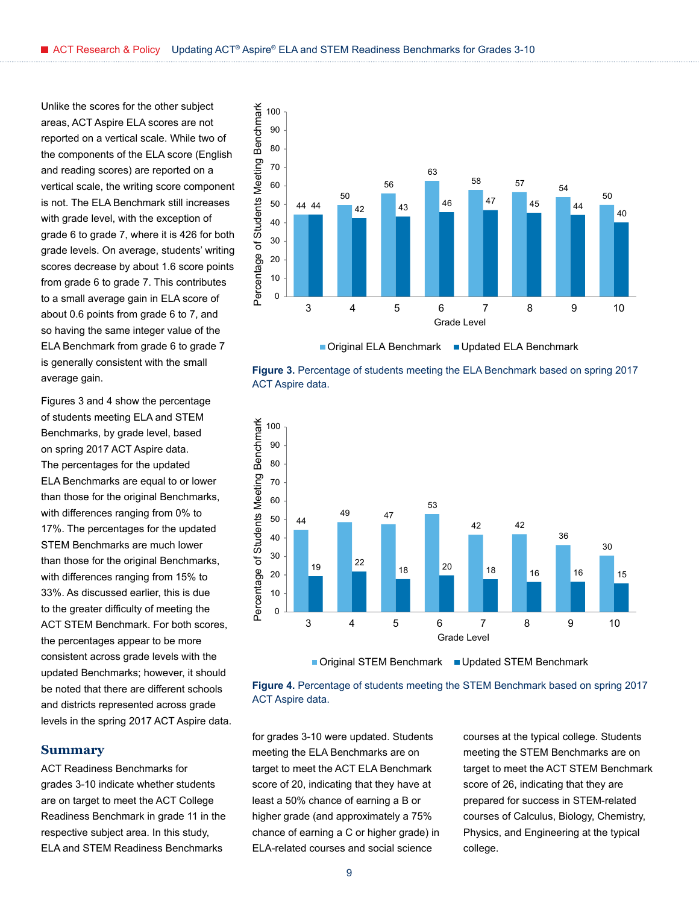Unlike the scores for the other subject areas, ACT Aspire ELA scores are not reported on a vertical scale. While two of the components of the ELA score (English and reading scores) are reported on a vertical scale, the writing score component is not. The ELA Benchmark still increases with grade level, with the exception of grade 6 to grade 7, where it is 426 for both grade levels. On average, students' writing scores decrease by about 1.6 score points from grade 6 to grade 7. This contributes to a small average gain in ELA score of about 0.6 points from grade 6 to 7, and so having the same integer value of the ELA Benchmark from grade 6 to grade 7 is generally consistent with the small average gain.

Figures 3 and 4 show the percentage of students meeting ELA and STEM Benchmarks, by grade level, based on spring 2017 ACT Aspire data. The percentages for the updated ELA Benchmarks are equal to or lower than those for the original Benchmarks, with differences ranging from 0% to 17%. The percentages for the updated STEM Benchmarks are much lower than those for the original Benchmarks, with differences ranging from 15% to 33%. As discussed earlier, this is due to the greater difficulty of meeting the ACT STEM Benchmark. For both scores, the percentages appear to be more consistent across grade levels with the updated Benchmarks; however, it should be noted that there are different schools and districts represented across grade levels in the spring 2017 ACT Aspire data.

| Grade Level | Original ELA Benchmark | Updated ELA Benchmark |
|---|---|---|
| 3 | 44 | 44 |
| 4 | 50 | 42 |
| 5 | 56 | 43 |
| 6 | 63 | 46 |
| 7 | 58 | 47 |
| 8 | 57 | 45 |
| 9 | 54 | 44 |
| 10 | 50 | 40 |

**Figure 3.** Percentage of students meeting the ELA Benchmark based on spring 2017 ACT Aspire data.

| Grade Level | Original STEM Benchmark | Updated STEM Benchmark |
|---|---|---|
| 3 | 44 | 19 |
| 4 | 49 | 22 |
| 5 | 47 | 18 |
| 6 | 53 | 20 |
| 7 | 42 | 18 |
| 8 | 42 | 16 |
| 9 | 36 | 16 |
| 10 | 30 | 15 |

**Figure 4.** Percentage of students meeting the STEM Benchmark based on spring 2017 ACT Aspire data.

## Summary

ACT Readiness Benchmarks for grades 3-10 indicate whether students are on target to meet the ACT College Readiness Benchmark in grade 11 in the respective subject area. In this study, ELA and STEM Readiness Benchmarks for grades 3-10 were updated. Students meeting the ELA Benchmarks are on target to meet the ACT ELA Benchmark score of 20, indicating that they have at least a 50% chance of earning a B or higher grade (and approximately a 75% chance of earning a C or higher grade) in ELA-related courses and social science courses at the typical college. Students meeting the STEM Benchmarks are on target to meet the ACT STEM Benchmark score of 26, indicating that they are prepared for success in STEM-related courses of Calculus, Biology, Chemistry, Physics, and Engineering at the typical college.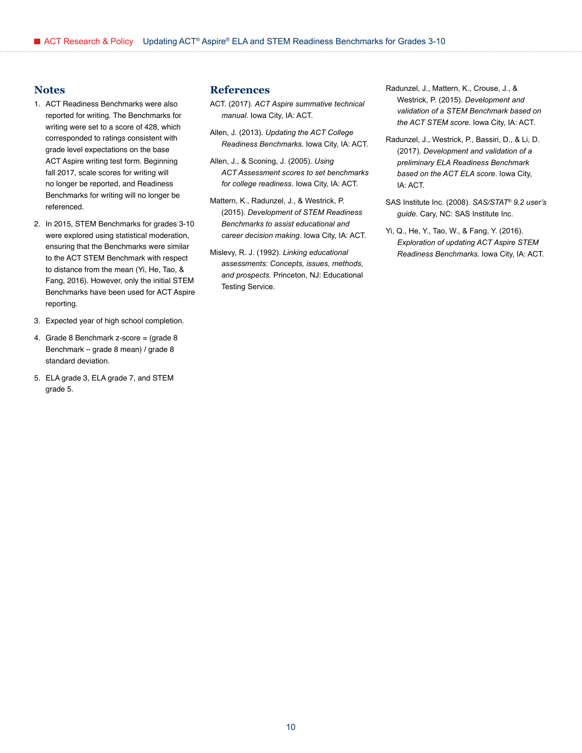## Notes

1. ACT Readiness Benchmarks were also reported for writing. The Benchmarks for writing were set to a score of 428, which corresponded to ratings consistent with grade level expectations on the base ACT Aspire writing test form. Beginning fall 2017, scale scores for writing will no longer be reported, and Readiness Benchmarks for writing will no longer be referenced.
2. In 2015, STEM Benchmarks for grades 3-10 were explored using statistical moderation, ensuring that the Benchmarks were similar to the ACT STEM Benchmark with respect to distance from the mean (Yi, He, Tao, & Fang, 2016). However, only the initial STEM Benchmarks have been used for ACT Aspire reporting.
3. Expected year of high school completion.
4. Grade 8 Benchmark z-score = (grade 8 Benchmark – grade 8 mean) / grade 8 standard deviation.
5. ELA grade 3, ELA grade 7, and STEM grade 5.

## References

ACT. (2017). *ACT Aspire summative technical manual*. Iowa City, IA: ACT.

Allen, J. (2013). *Updating the ACT College Readiness Benchmarks*. Iowa City, IA: ACT.

Allen, J., & Sconing, J. (2005). *Using ACT Assessment scores to set benchmarks for college readiness*. Iowa City, IA: ACT.

Mattern, K., Radunzel, J., & Westrick, P. (2015). *Development of STEM Readiness Benchmarks to assist educational and career decision making*. Iowa City, IA: ACT.

Mislevy, R. J. (1992). *Linking educational assessments: Concepts, issues, methods, and prospects*. Princeton, NJ: Educational Testing Service.

Radunzel, J., Mattern, K., Crouse, J., & Westrick, P. (2015). *Development and validation of a STEM Benchmark based on the ACT STEM score*. Iowa City, IA: ACT.

Radunzel, J., Westrick, P., Bassiri, D., & Li, D. (2017). *Development and validation of a preliminary ELA Readiness Benchmark based on the ACT ELA score*. Iowa City, IA: ACT.

SAS Institute Inc. (2008). *SAS/STAT® 9.2 user's guide*. Cary, NC: SAS Institute Inc.

Yi, Q., He, Y., Tao, W., & Fang, Y. (2016). *Exploration of updating ACT Aspire STEM Readiness Benchmarks*. Iowa City, IA: ACT.